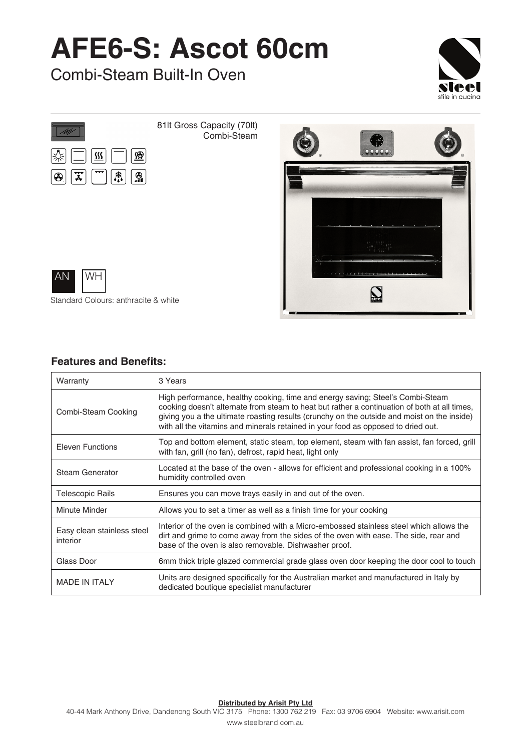# AFE6-S: Ascot 60cm

Combi-Steam Built-In Oven

steel
stile in cucina

81lt Gross Capacity (70lt)
Combi-Steam

AN WH

Standard Colours: anthracite & white

## Features and Benefits:

| Warranty | 3 Years |
|---|---|
| Combi-Steam Cooking | High performance, healthy cooking, time and energy saving; Steel's Combi-Steam cooking doesn't alternate from steam to heat but rather a continuation of both at all times, giving you a the ultimate roasting results (crunchy on the outside and moist on the inside) with all the vitamins and minerals retained in your food as opposed to dried out. |
| Eleven Functions | Top and bottom element, static steam, top element, steam with fan assist, fan forced, grill with fan, grill (no fan), defrost, rapid heat, light only |
| Steam Generator | Located at the base of the oven - allows for efficient and professional cooking in a 100% humidity controlled oven |
| Telescopic Rails | Ensures you can move trays easily in and out of the oven. |
| Minute Minder | Allows you to set a timer as well as a finish time for your cooking |
| Easy clean stainless steel interior | Interior of the oven is combined with a Micro-embossed stainless steel which allows the dirt and grime to come away from the sides of the oven with ease. The side, rear and base of the oven is also removable. Dishwasher proof. |
| Glass Door | 6mm thick triple glazed commercial grade glass oven door keeping the door cool to touch |
| MADE IN ITALY | Units are designed specifically for the Australian market and manufactured in Italy by dedicated boutique specialist manufacturer |

**Distributed by Arisit Pty Ltd**
40-44 Mark Anthony Drive, Dandenong South VIC 3175 Phone: 1300 762 219 Fax: 03 9706 6904 Website: www.arisit.com
www.steelbrand.com.au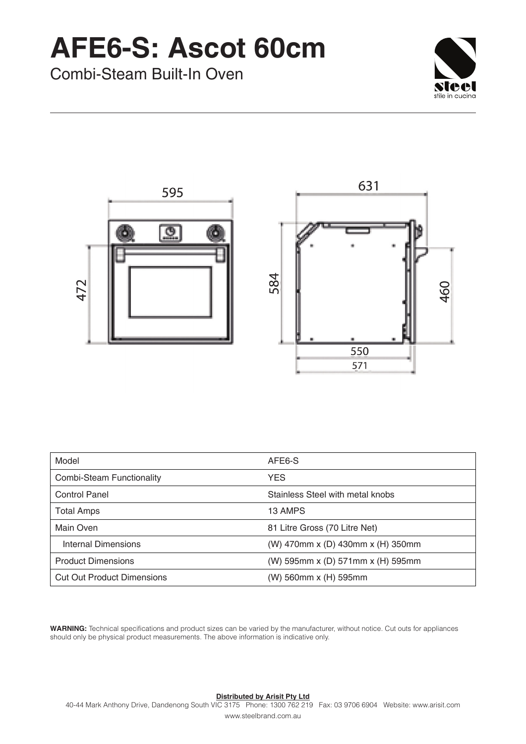# AFE6-S: Ascot 60cm

Combi-Steam Built-In Oven

steel
stile in cucina

595
472
631
584
460
550
571

| | |
|---|---|
| Model | AFE6-S |
| Combi-Steam Functionality | YES |
| Control Panel | Stainless Steel with metal knobs |
| Total Amps | 13 AMPS |
| Main Oven | 81 Litre Gross (70 Litre Net) |
| Internal Dimensions | (W) 470mm x (D) 430mm x (H) 350mm |
| Product Dimensions | (W) 595mm x (D) 571mm x (H) 595mm |
| Cut Out Product Dimensions | (W) 560mm x (H) 595mm |

**WARNING:** Technical specifications and product sizes can be varied by the manufacturer, without notice. Cut outs for appliances should only be physical product measurements. The above information is indicative only.

**Distributed by Arisit Pty Ltd**
40-44 Mark Anthony Drive, Dandenong South VIC 3175 Phone: 1300 762 219 Fax: 03 9706 6904 Website: www.arisit.com
www.steelbrand.com.au